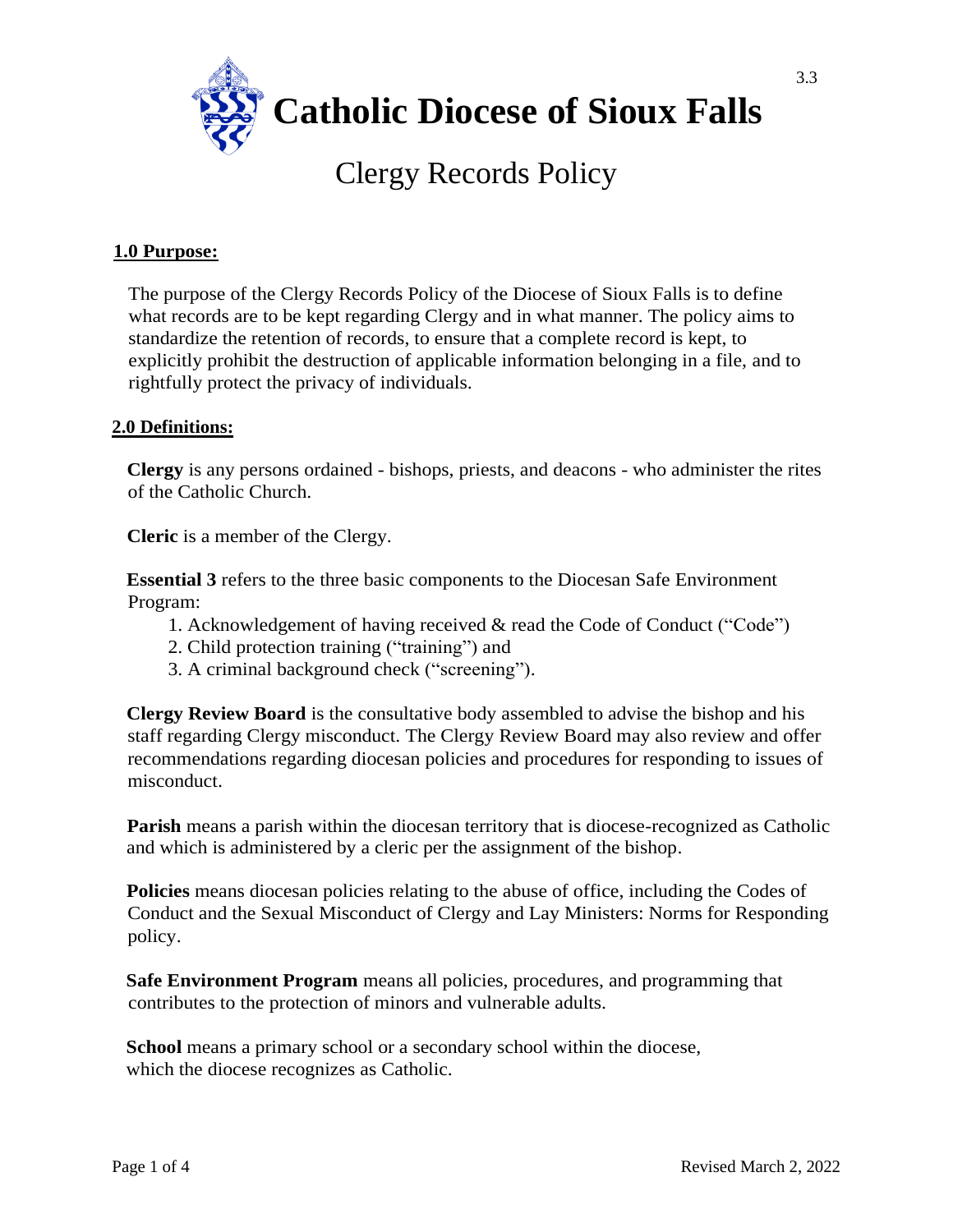# Catholic Diocese of Sioux Falls

## Clergy Records Policy

### 1.0 Purpose:

The purpose of the Clergy Records Policy of the Diocese of Sioux Falls is to define what records are to be kept regarding Clergy and in what manner. The policy aims to standardize the retention of records, to ensure that a complete record is kept, to explicitly prohibit the destruction of applicable information belonging in a file, and to rightfully protect the privacy of individuals.

### 2.0 Definitions:

**Clergy** is any persons ordained - bishops, priests, and deacons - who administer the rites of the Catholic Church.

**Cleric** is a member of the Clergy.

**Essential 3** refers to the three basic components to the Diocesan Safe Environment Program:

1. Acknowledgement of having received & read the Code of Conduct ("Code")
2. Child protection training ("training") and
3. A criminal background check ("screening").

**Clergy Review Board** is the consultative body assembled to advise the bishop and his staff regarding Clergy misconduct. The Clergy Review Board may also review and offer recommendations regarding diocesan policies and procedures for responding to issues of misconduct.

**Parish** means a parish within the diocesan territory that is diocese-recognized as Catholic and which is administered by a cleric per the assignment of the bishop.

**Policies** means diocesan policies relating to the abuse of office, including the Codes of Conduct and the Sexual Misconduct of Clergy and Lay Ministers: Norms for Responding policy.

**Safe Environment Program** means all policies, procedures, and programming that contributes to the protection of minors and vulnerable adults.

**School** means a primary school or a secondary school within the diocese, which the diocese recognizes as Catholic.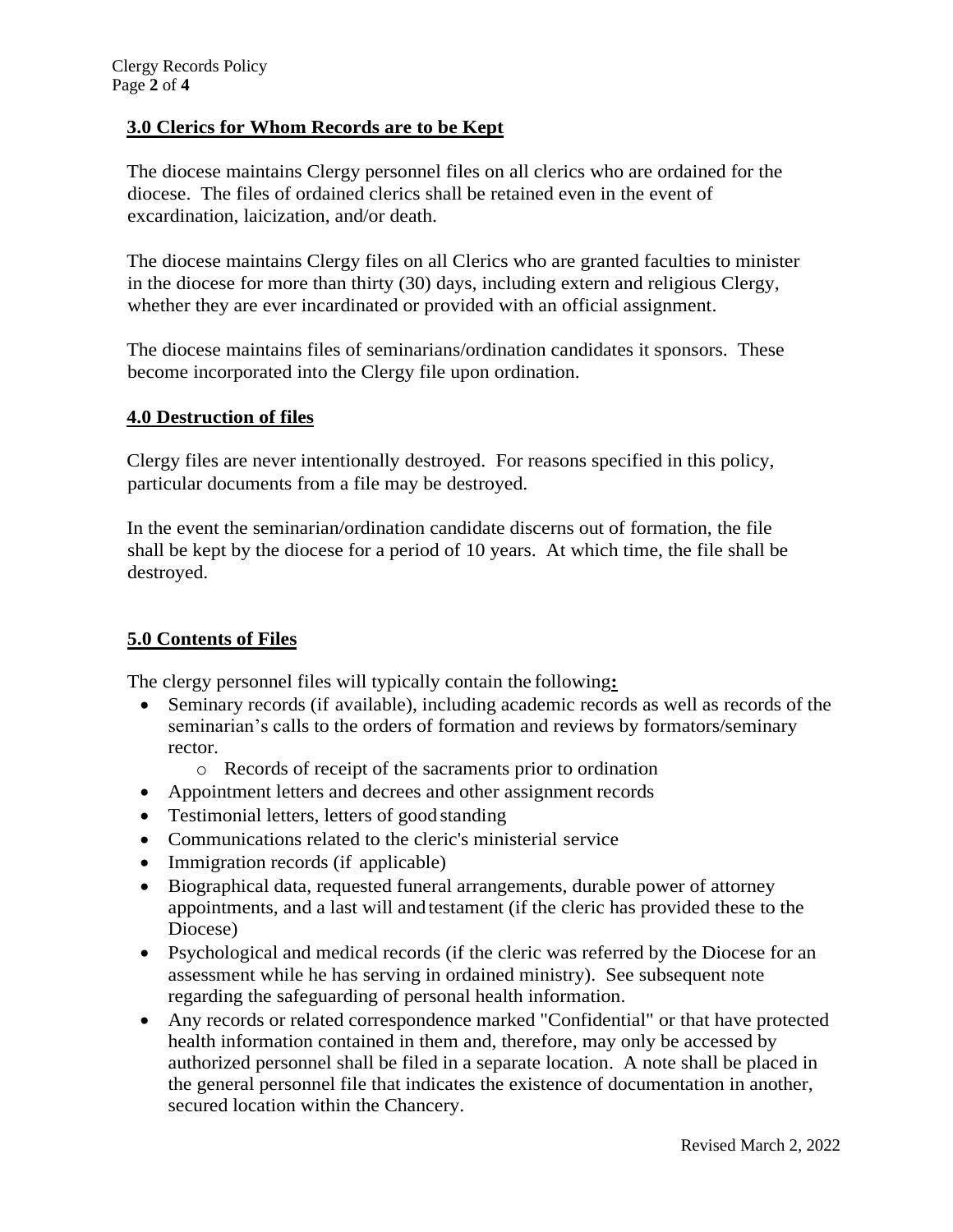## 3.0 Clerics for Whom Records are to be Kept

The diocese maintains Clergy personnel files on all clerics who are ordained for the diocese. The files of ordained clerics shall be retained even in the event of excardination, laicization, and/or death.

The diocese maintains Clergy files on all Clerics who are granted faculties to minister in the diocese for more than thirty (30) days, including extern and religious Clergy, whether they are ever incardinated or provided with an official assignment.

The diocese maintains files of seminarians/ordination candidates it sponsors. These become incorporated into the Clergy file upon ordination.

## 4.0 Destruction of files

Clergy files are never intentionally destroyed. For reasons specified in this policy, particular documents from a file may be destroyed.

In the event the seminarian/ordination candidate discerns out of formation, the file shall be kept by the diocese for a period of 10 years. At which time, the file shall be destroyed.

## 5.0 Contents of Files

The clergy personnel files will typically contain the following**:**

- Seminary records (if available), including academic records as well as records of the seminarian's calls to the orders of formation and reviews by formators/seminary rector.
  - Records of receipt of the sacraments prior to ordination
- Appointment letters and decrees and other assignment records
- Testimonial letters, letters of good standing
- Communications related to the cleric's ministerial service
- Immigration records (if applicable)
- Biographical data, requested funeral arrangements, durable power of attorney appointments, and a last will and testament (if the cleric has provided these to the Diocese)
- Psychological and medical records (if the cleric was referred by the Diocese for an assessment while he has serving in ordained ministry). See subsequent note regarding the safeguarding of personal health information.
- Any records or related correspondence marked "Confidential" or that have protected health information contained in them and, therefore, may only be accessed by authorized personnel shall be filed in a separate location. A note shall be placed in the general personnel file that indicates the existence of documentation in another, secured location within the Chancery.

Revised March 2, 2022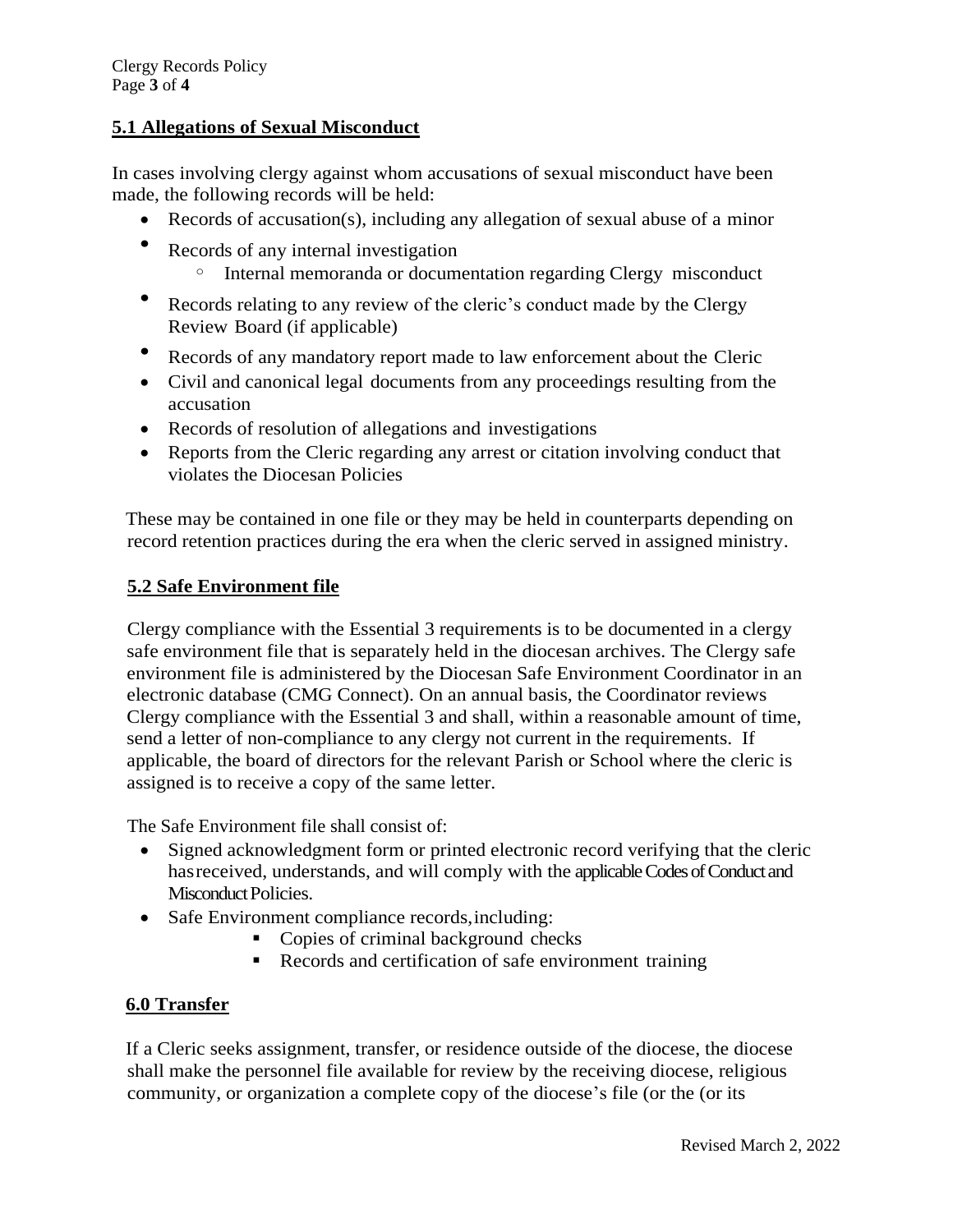### 5.1 Allegations of Sexual Misconduct

In cases involving clergy against whom accusations of sexual misconduct have been made, the following records will be held:

- Records of accusation(s), including any allegation of sexual abuse of a minor
- Records of any internal investigation
  - Internal memoranda or documentation regarding Clergy misconduct
- Records relating to any review of the cleric's conduct made by the Clergy Review Board (if applicable)
- Records of any mandatory report made to law enforcement about the Cleric
- Civil and canonical legal documents from any proceedings resulting from the accusation
- Records of resolution of allegations and investigations
- Reports from the Cleric regarding any arrest or citation involving conduct that violates the Diocesan Policies

These may be contained in one file or they may be held in counterparts depending on record retention practices during the era when the cleric served in assigned ministry.

### 5.2 Safe Environment file

Clergy compliance with the Essential 3 requirements is to be documented in a clergy safe environment file that is separately held in the diocesan archives. The Clergy safe environment file is administered by the Diocesan Safe Environment Coordinator in an electronic database (CMG Connect). On an annual basis, the Coordinator reviews Clergy compliance with the Essential 3 and shall, within a reasonable amount of time, send a letter of non-compliance to any clergy not current in the requirements. If applicable, the board of directors for the relevant Parish or School where the cleric is assigned is to receive a copy of the same letter.

The Safe Environment file shall consist of:

- Signed acknowledgment form or printed electronic record verifying that the cleric hasreceived, understands, and will comply with the applicable Codes of Conduct and Misconduct Policies.
- Safe Environment compliance records,including:
  - Copies of criminal background checks
  - Records and certification of safe environment training

### 6.0 Transfer

If a Cleric seeks assignment, transfer, or residence outside of the diocese, the diocese shall make the personnel file available for review by the receiving diocese, religious community, or organization a complete copy of the diocese's file (or the (or its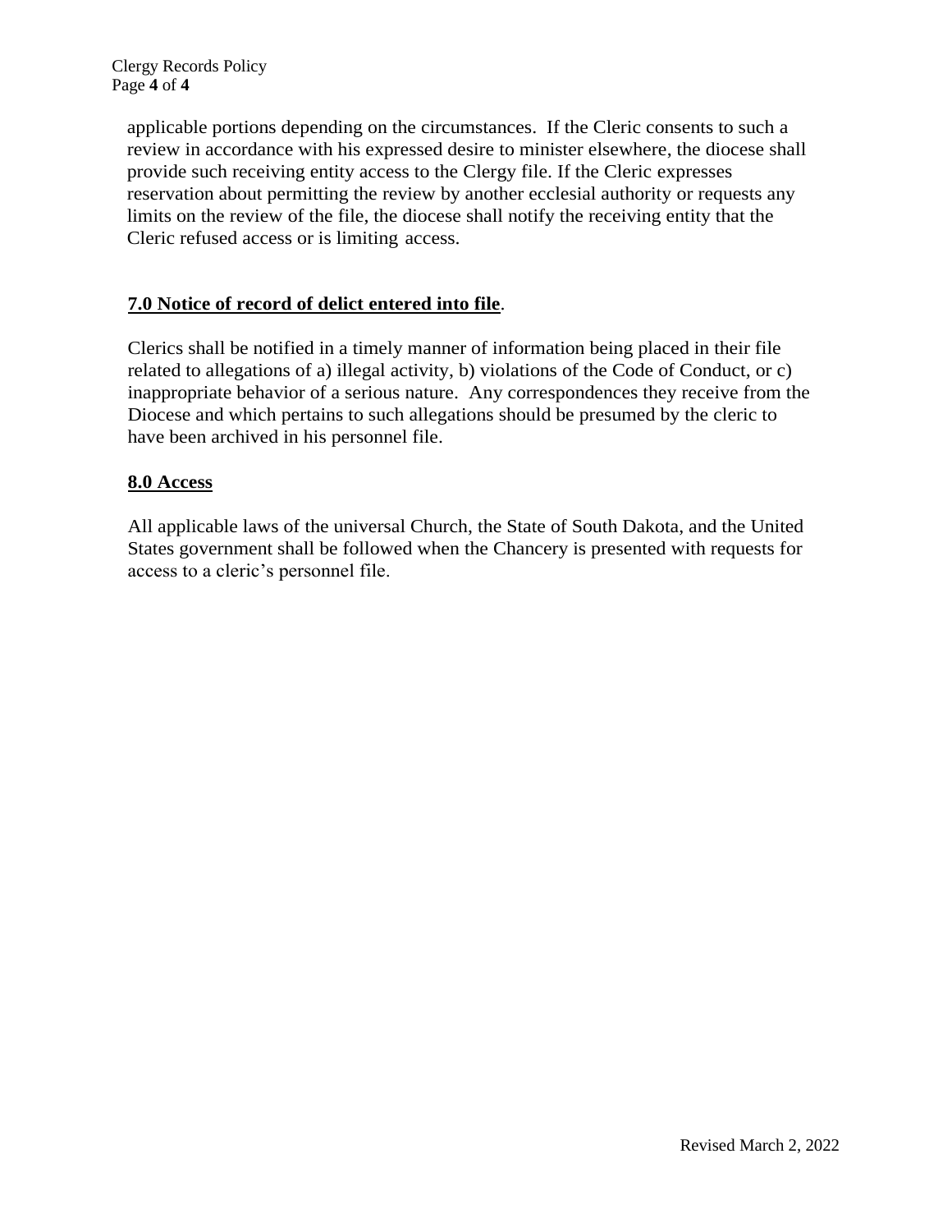applicable portions depending on the circumstances. If the Cleric consents to such a review in accordance with his expressed desire to minister elsewhere, the diocese shall provide such receiving entity access to the Clergy file. If the Cleric expresses reservation about permitting the review by another ecclesial authority or requests any limits on the review of the file, the diocese shall notify the receiving entity that the Cleric refused access or is limiting access.

## 7.0 Notice of record of delict entered into file.

Clerics shall be notified in a timely manner of information being placed in their file related to allegations of a) illegal activity, b) violations of the Code of Conduct, or c) inappropriate behavior of a serious nature. Any correspondences they receive from the Diocese and which pertains to such allegations should be presumed by the cleric to have been archived in his personnel file.

## 8.0 Access

All applicable laws of the universal Church, the State of South Dakota, and the United States government shall be followed when the Chancery is presented with requests for access to a cleric's personnel file.

Revised March 2, 2022